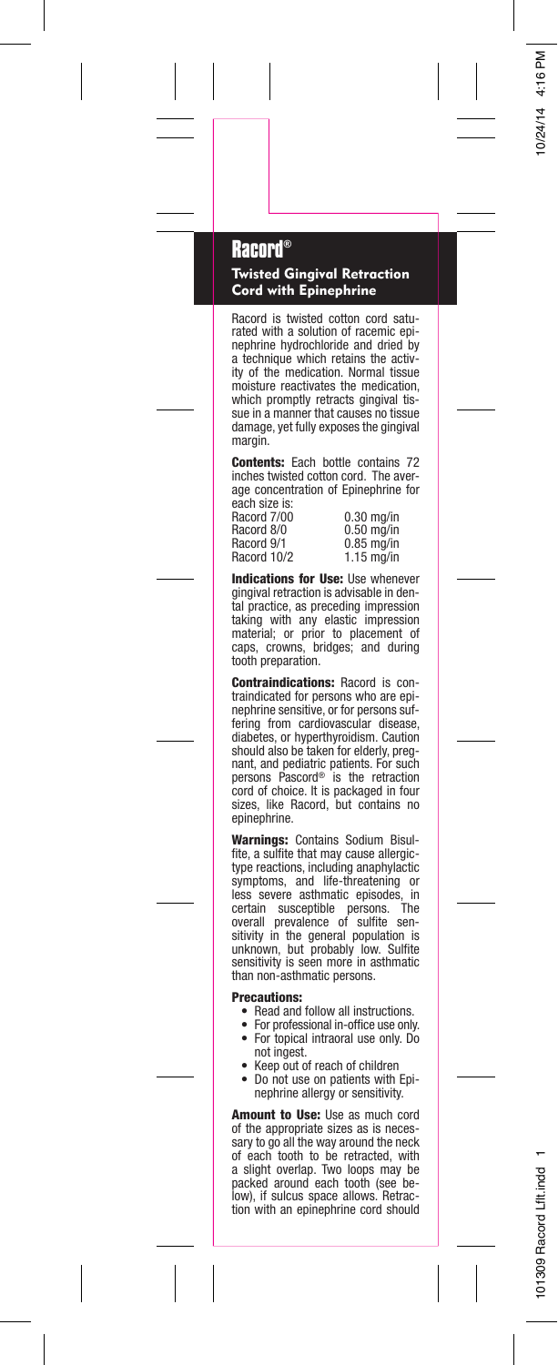# Racord®

## Twisted Gingival Retraction Cord with Epinephrine

Racord is twisted cotton cord saturated with a solution of racemic epinephrine hydrochloride and dried by a technique which retains the activity of the medication. Normal tissue moisture reactivates the medication, which promptly retracts gingival tissue in a manner that causes no tissue damage, yet fully exposes the gingival margin.

**Contents:** Each bottle contains 72 inches twisted cotton cord. The average concentration of Epinephrine for each size is:

| | |
|---|---|
| Racord 7/00 | 0.30 mg/in |
| Racord 8/0 | 0.50 mg/in |
| Racord 9/1 | 0.85 mg/in |
| Racord 10/2 | 1.15 mg/in |

**Indications for Use:** Use whenever gingival retraction is advisable in dental practice, as preceding impression taking with any elastic impression material; or prior to placement of caps, crowns, bridges; and during tooth preparation.

**Contraindications:** Racord is contraindicated for persons who are epinephrine sensitive, or for persons suffering from cardiovascular disease, diabetes, or hyperthyroidism. Caution should also be taken for elderly, pregnant, and pediatric patients. For such persons Pascord® is the retraction cord of choice. It is packaged in four sizes, like Racord, but contains no epinephrine.

**Warnings:** Contains Sodium Bisulfite, a sulfite that may cause allergic-type reactions, including anaphylactic symptoms, and life-threatening or less severe asthmatic episodes, in certain susceptible persons. The overall prevalence of sulfite sensitivity in the general population is unknown, but probably low. Sulfite sensitivity is seen more in asthmatic than non-asthmatic persons.

**Precautions:**

- Read and follow all instructions.
- For professional in-office use only.
- For topical intraoral use only. Do not ingest.
- Keep out of reach of children
- Do not use on patients with Epinephrine allergy or sensitivity.

**Amount to Use:** Use as much cord of the appropriate sizes as is necessary to go all the way around the neck of each tooth to be retracted, with a slight overlap. Two loops may be packed around each tooth (see below), if sulcus space allows. Retraction with an epinephrine cord should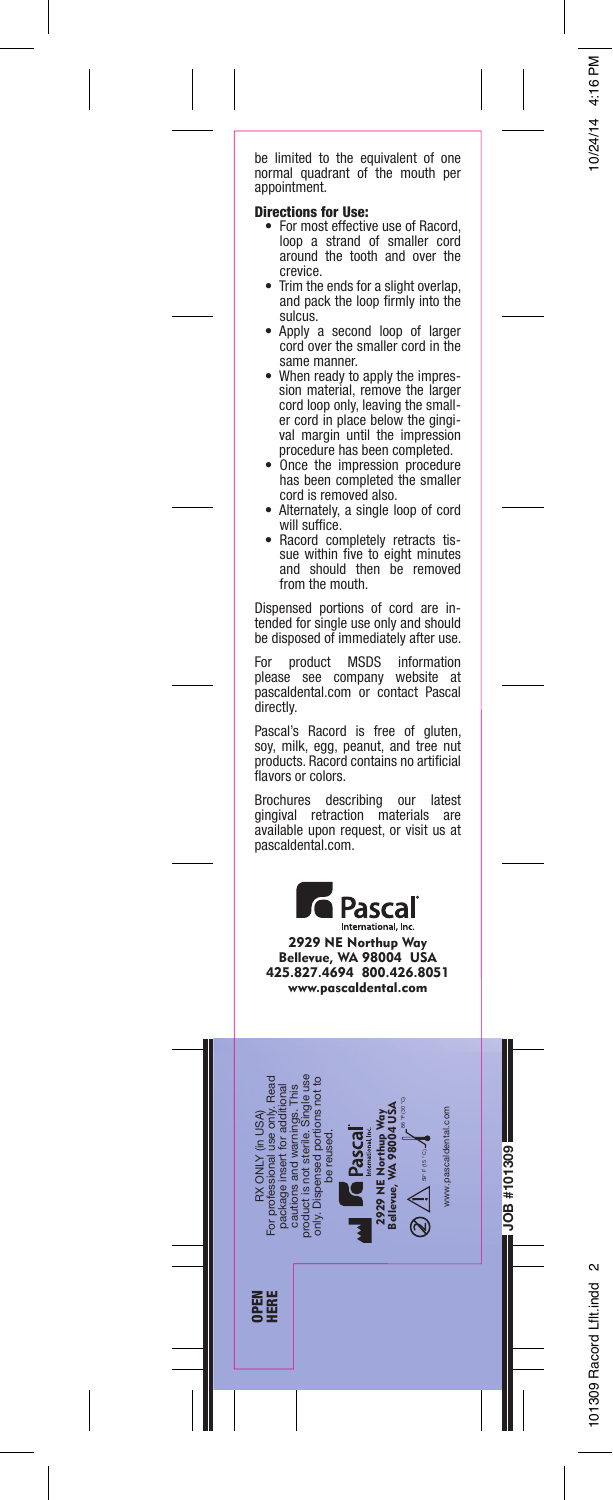be limited to the equivalent of one normal quadrant of the mouth per appointment.

**Directions for Use:**

- For most effective use of Racord, loop a strand of smaller cord around the tooth and over the crevice.
- Trim the ends for a slight overlap, and pack the loop firmly into the sulcus.
- Apply a second loop of larger cord over the smaller cord in the same manner.
- When ready to apply the impression material, remove the larger cord loop only, leaving the smaller cord in place below the gingival margin until the impression procedure has been completed.
- Once the impression procedure has been completed the smaller cord is removed also.
- Alternately, a single loop of cord will suffice.
- Racord completely retracts tissue within five to eight minutes and should then be removed from the mouth.

Dispensed portions of cord are intended for single use only and should be disposed of immediately after use.

For product MSDS information please see company website at pascaldental.com or contact Pascal directly.

Pascal's Racord is free of gluten, soy, milk, egg, peanut, and tree nut products. Racord contains no artificial flavors or colors.

Brochures describing our latest gingival retraction materials are available upon request, or visit us at pascaldental.com.

**Pascal®**
International, Inc.

**2929 NE Northup Way**
**Bellevue, WA 98004 USA**
**425.827.4694 800.426.8051**
**www.pascaldental.com**

**OPEN HERE**

RX ONLY (in USA)
For professional use only. Read package insert for additional cautions and warnings. This product is not sterile. Single use only. Dispensed portions not to be reused.

**Pascal®** International, Inc.
**2929 NE Northup Way**
**Bellevue, WA 98004 USA**

59°F (15°C) – 86°F (30°C)

www.pascaldental.com

**JOB #101309**